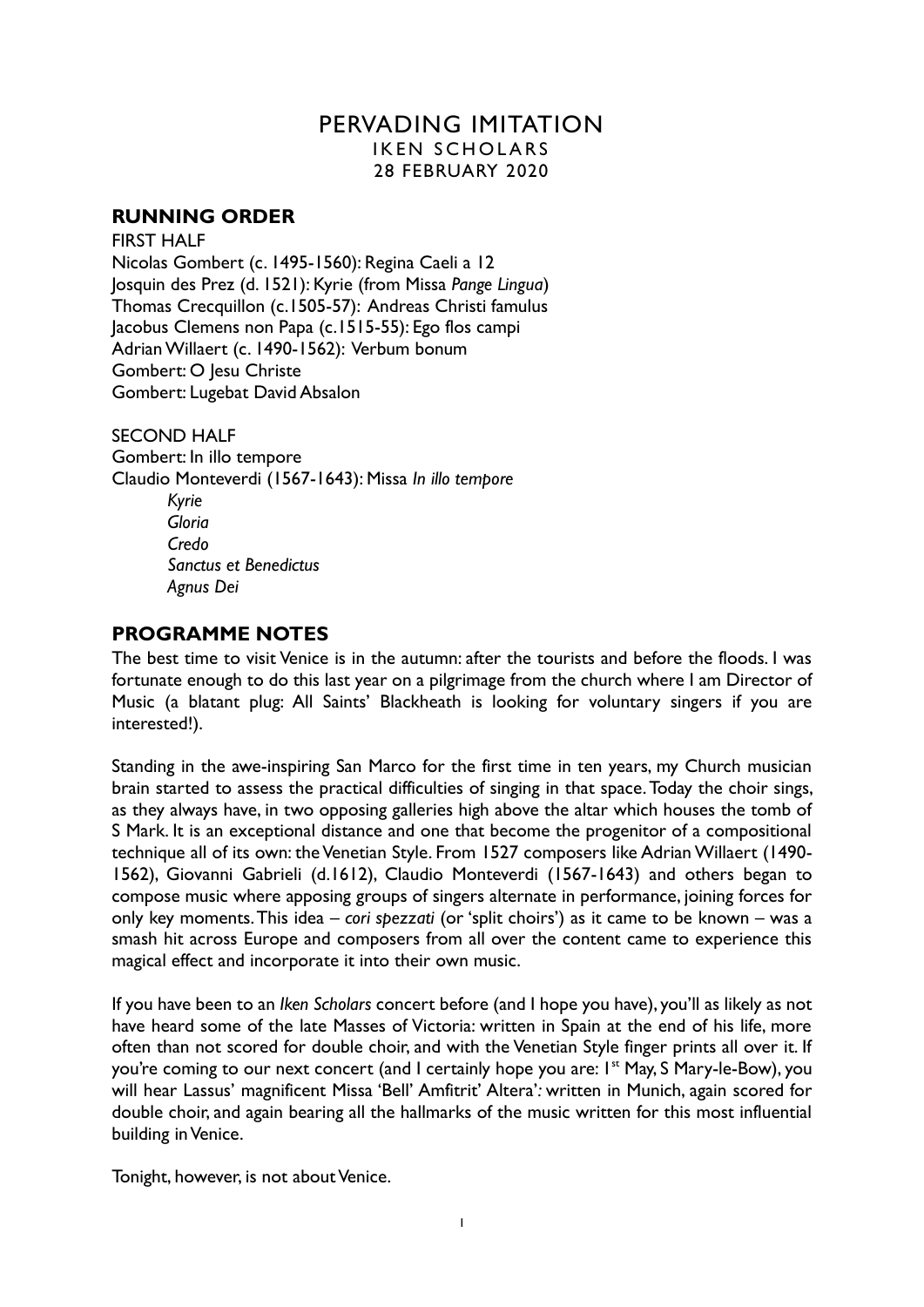# PERVADING IMITATION

## IKEN SCHOLARS

## 28 FEBRUARY 2020

## RUNNING ORDER

FIRST HALF

Nicolas Gombert (c. 1495-1560): Regina Caeli a 12
Josquin des Prez (d. 1521): Kyrie (from Missa *Pange Lingua*)
Thomas Crecquillon (c.1505-57): Andreas Christi famulus
Jacobus Clemens non Papa (c.1515-55): Ego flos campi
Adrian Willaert (c. 1490-1562): Verbum bonum
Gombert: O Jesu Christe
Gombert: Lugebat David Absalon

SECOND HALF

Gombert: In illo tempore
Claudio Monteverdi (1567-1643): Missa *In illo tempore*

- *Kyrie*
- *Gloria*
- *Credo*
- *Sanctus et Benedictus*
- *Agnus Dei*

## PROGRAMME NOTES

The best time to visit Venice is in the autumn: after the tourists and before the floods. I was fortunate enough to do this last year on a pilgrimage from the church where I am Director of Music (a blatant plug: All Saints' Blackheath is looking for voluntary singers if you are interested!).

Standing in the awe-inspiring San Marco for the first time in ten years, my Church musician brain started to assess the practical difficulties of singing in that space. Today the choir sings, as they always have, in two opposing galleries high above the altar which houses the tomb of S Mark. It is an exceptional distance and one that become the progenitor of a compositional technique all of its own: the Venetian Style. From 1527 composers like Adrian Willaert (1490-1562), Giovanni Gabrieli (d.1612), Claudio Monteverdi (1567-1643) and others began to compose music where apposing groups of singers alternate in performance, joining forces for only key moments. This idea – *cori spezzati* (or 'split choirs') as it came to be known – was a smash hit across Europe and composers from all over the content came to experience this magical effect and incorporate it into their own music.

If you have been to an *Iken Scholars* concert before (and I hope you have), you'll as likely as not have heard some of the late Masses of Victoria: written in Spain at the end of his life, more often than not scored for double choir, and with the Venetian Style finger prints all over it. If you're coming to our next concert (and I certainly hope you are: 1st May, S Mary-le-Bow), you will hear Lassus' magnificent Missa 'Bell' Amfitrit' Altera': written in Munich, again scored for double choir, and again bearing all the hallmarks of the music written for this most influential building in Venice.

Tonight, however, is not about Venice.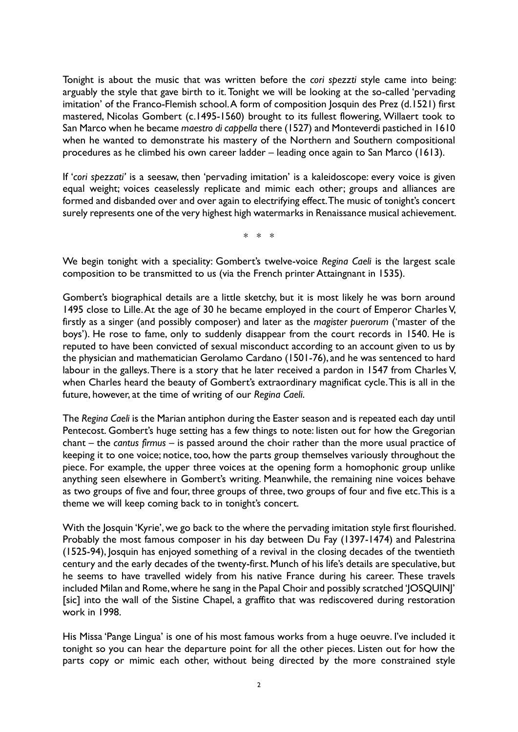Tonight is about the music that was written before the *cori spezzti* style came into being: arguably the style that gave birth to it. Tonight we will be looking at the so-called 'pervading imitation' of the Franco-Flemish school. A form of composition Josquin des Prez (d.1521) first mastered, Nicolas Gombert (c.1495-1560) brought to its fullest flowering, Willaert took to San Marco when he became *maestro di cappella* there (1527) and Monteverdi pastiched in 1610 when he wanted to demonstrate his mastery of the Northern and Southern compositional procedures as he climbed his own career ladder – leading once again to San Marco (1613).

If '*cori spezzati*' is a seesaw, then 'pervading imitation' is a kaleidoscope: every voice is given equal weight; voices ceaselessly replicate and mimic each other; groups and alliances are formed and disbanded over and over again to electrifying effect. The music of tonight's concert surely represents one of the very highest high watermarks in Renaissance musical achievement.

\* \* \*

We begin tonight with a speciality: Gombert's twelve-voice *Regina Caeli* is the largest scale composition to be transmitted to us (via the French printer Attaingnant in 1535).

Gombert's biographical details are a little sketchy, but it is most likely he was born around 1495 close to Lille. At the age of 30 he became employed in the court of Emperor Charles V, firstly as a singer (and possibly composer) and later as the *magister puerorum* ('master of the boys'). He rose to fame, only to suddenly disappear from the court records in 1540. He is reputed to have been convicted of sexual misconduct according to an account given to us by the physician and mathematician Gerolamo Cardano (1501-76), and he was sentenced to hard labour in the galleys. There is a story that he later received a pardon in 1547 from Charles V, when Charles heard the beauty of Gombert's extraordinary magnificat cycle. This is all in the future, however, at the time of writing of our *Regina Caeli*.

The *Regina Caeli* is the Marian antiphon during the Easter season and is repeated each day until Pentecost. Gombert's huge setting has a few things to note: listen out for how the Gregorian chant – the *cantus firmus* – is passed around the choir rather than the more usual practice of keeping it to one voice; notice, too, how the parts group themselves variously throughout the piece. For example, the upper three voices at the opening form a homophonic group unlike anything seen elsewhere in Gombert's writing. Meanwhile, the remaining nine voices behave as two groups of five and four, three groups of three, two groups of four and five etc. This is a theme we will keep coming back to in tonight's concert.

With the Josquin 'Kyrie', we go back to the where the pervading imitation style first flourished. Probably the most famous composer in his day between Du Fay (1397-1474) and Palestrina (1525-94), Josquin has enjoyed something of a revival in the closing decades of the twentieth century and the early decades of the twenty-first. Munch of his life's details are speculative, but he seems to have travelled widely from his native France during his career. These travels included Milan and Rome, where he sang in the Papal Choir and possibly scratched 'JOSQUINJ' [sic] into the wall of the Sistine Chapel, a graffito that was rediscovered during restoration work in 1998.

His Missa 'Pange Lingua' is one of his most famous works from a huge oeuvre. I've included it tonight so you can hear the departure point for all the other pieces. Listen out for how the parts copy or mimic each other, without being directed by the more constrained style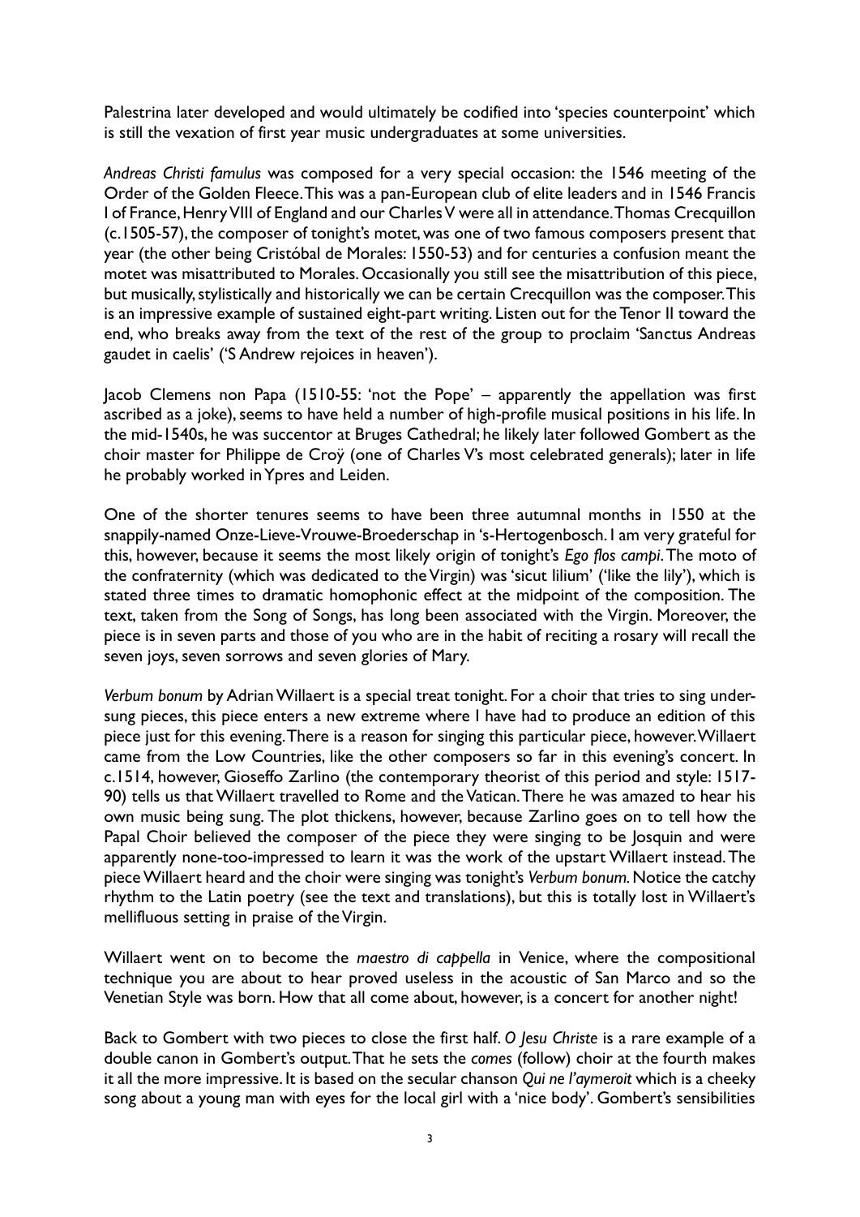Palestrina later developed and would ultimately be codified into 'species counterpoint' which is still the vexation of first year music undergraduates at some universities.

*Andreas Christi famulus* was composed for a very special occasion: the 1546 meeting of the Order of the Golden Fleece. This was a pan-European club of elite leaders and in 1546 Francis I of France, Henry VIII of England and our Charles V were all in attendance. Thomas Crecquillon (c.1505-57), the composer of tonight's motet, was one of two famous composers present that year (the other being Cristóbal de Morales: 1550-53) and for centuries a confusion meant the motet was misattributed to Morales. Occasionally you still see the misattribution of this piece, but musically, stylistically and historically we can be certain Crecquillon was the composer. This is an impressive example of sustained eight-part writing. Listen out for the Tenor II toward the end, who breaks away from the text of the rest of the group to proclaim 'Sanctus Andreas gaudet in caelis' ('S Andrew rejoices in heaven').

Jacob Clemens non Papa (1510-55: 'not the Pope' – apparently the appellation was first ascribed as a joke), seems to have held a number of high-profile musical positions in his life. In the mid-1540s, he was succentor at Bruges Cathedral; he likely later followed Gombert as the choir master for Philippe de Croÿ (one of Charles V's most celebrated generals); later in life he probably worked in Ypres and Leiden.

One of the shorter tenures seems to have been three autumnal months in 1550 at the snappily-named Onze-Lieve-Vrouwe-Broederschap in 's-Hertogenbosch. I am very grateful for this, however, because it seems the most likely origin of tonight's *Ego flos campi*. The moto of the confraternity (which was dedicated to the Virgin) was 'sicut lilium' ('like the lily'), which is stated three times to dramatic homophonic effect at the midpoint of the composition. The text, taken from the Song of Songs, has long been associated with the Virgin. Moreover, the piece is in seven parts and those of you who are in the habit of reciting a rosary will recall the seven joys, seven sorrows and seven glories of Mary.

*Verbum bonum* by Adrian Willaert is a special treat tonight. For a choir that tries to sing under-sung pieces, this piece enters a new extreme where I have had to produce an edition of this piece just for this evening. There is a reason for singing this particular piece, however. Willaert came from the Low Countries, like the other composers so far in this evening's concert. In c.1514, however, Gioseffo Zarlino (the contemporary theorist of this period and style: 1517-90) tells us that Willaert travelled to Rome and the Vatican. There he was amazed to hear his own music being sung. The plot thickens, however, because Zarlino goes on to tell how the Papal Choir believed the composer of the piece they were singing to be Josquin and were apparently none-too-impressed to learn it was the work of the upstart Willaert instead. The piece Willaert heard and the choir were singing was tonight's *Verbum bonum*. Notice the catchy rhythm to the Latin poetry (see the text and translations), but this is totally lost in Willaert's mellifluous setting in praise of the Virgin.

Willaert went on to become the *maestro di cappella* in Venice, where the compositional technique you are about to hear proved useless in the acoustic of San Marco and so the Venetian Style was born. How that all come about, however, is a concert for another night!

Back to Gombert with two pieces to close the first half. *O Jesu Christe* is a rare example of a double canon in Gombert's output. That he sets the *comes* (follow) choir at the fourth makes it all the more impressive. It is based on the secular chanson *Qui ne l'aymeroit* which is a cheeky song about a young man with eyes for the local girl with a 'nice body'. Gombert's sensibilities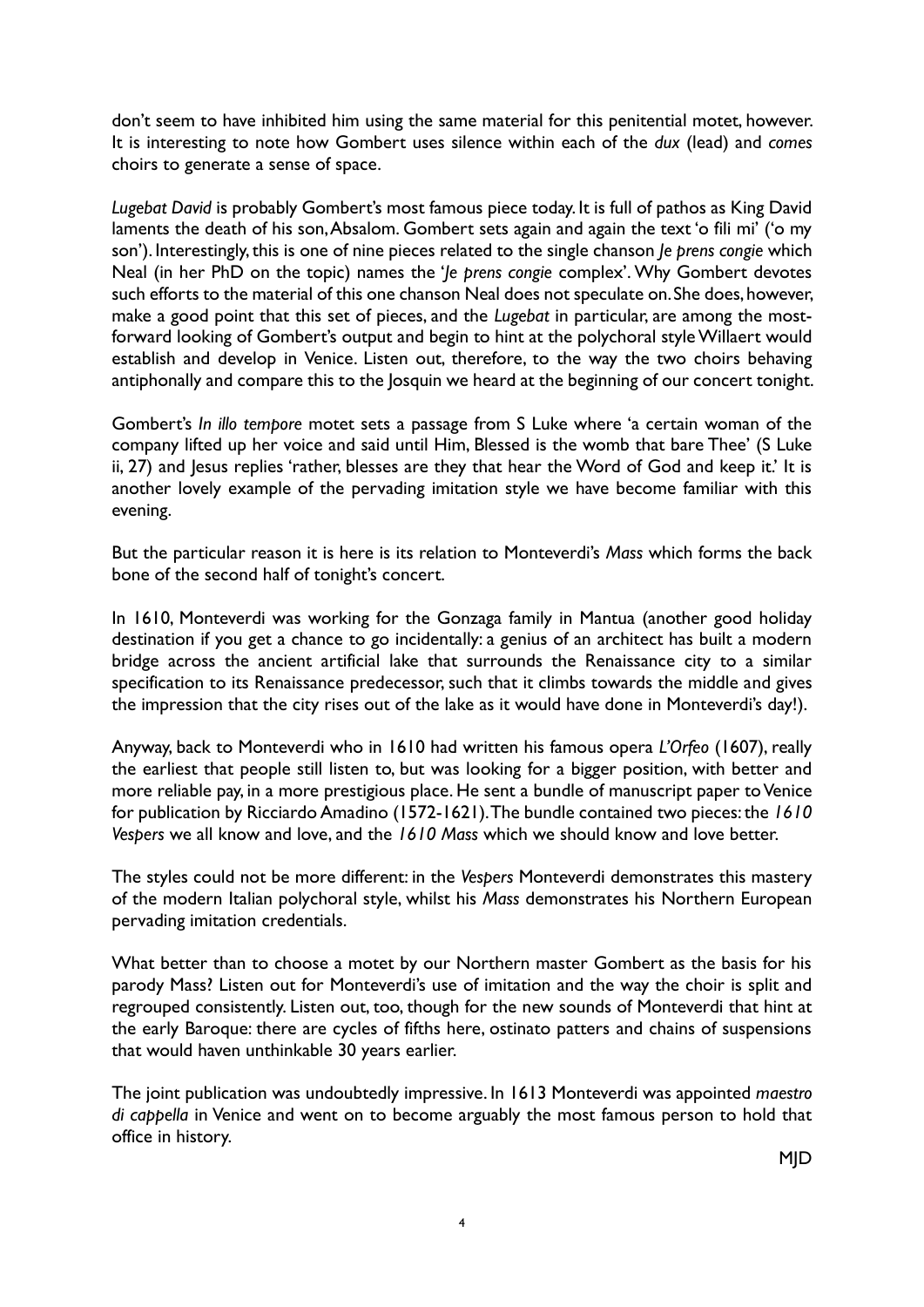don't seem to have inhibited him using the same material for this penitential motet, however. It is interesting to note how Gombert uses silence within each of the *dux* (lead) and *comes* choirs to generate a sense of space.

*Lugebat David* is probably Gombert's most famous piece today. It is full of pathos as King David laments the death of his son, Absalom. Gombert sets again and again the text 'o fili mi' ('o my son'). Interestingly, this is one of nine pieces related to the single chanson *Je prens congie* which Neal (in her PhD on the topic) names the '*Je prens congie* complex'. Why Gombert devotes such efforts to the material of this one chanson Neal does not speculate on. She does, however, make a good point that this set of pieces, and the *Lugebat* in particular, are among the most-forward looking of Gombert's output and begin to hint at the polychoral style Willaert would establish and develop in Venice. Listen out, therefore, to the way the two choirs behaving antiphonally and compare this to the Josquin we heard at the beginning of our concert tonight.

Gombert's *In illo tempore* motet sets a passage from S Luke where 'a certain woman of the company lifted up her voice and said until Him, Blessed is the womb that bare Thee' (S Luke ii, 27) and Jesus replies 'rather, blesses are they that hear the Word of God and keep it.' It is another lovely example of the pervading imitation style we have become familiar with this evening.

But the particular reason it is here is its relation to Monteverdi's *Mass* which forms the back bone of the second half of tonight's concert.

In 1610, Monteverdi was working for the Gonzaga family in Mantua (another good holiday destination if you get a chance to go incidentally: a genius of an architect has built a modern bridge across the ancient artificial lake that surrounds the Renaissance city to a similar specification to its Renaissance predecessor, such that it climbs towards the middle and gives the impression that the city rises out of the lake as it would have done in Monteverdi's day!).

Anyway, back to Monteverdi who in 1610 had written his famous opera *L'Orfeo* (1607), really the earliest that people still listen to, but was looking for a bigger position, with better and more reliable pay, in a more prestigious place. He sent a bundle of manuscript paper to Venice for publication by Ricciardo Amadino (1572-1621). The bundle contained two pieces: the *1610 Vespers* we all know and love, and the *1610 Mass* which we should know and love better.

The styles could not be more different: in the *Vespers* Monteverdi demonstrates this mastery of the modern Italian polychoral style, whilst his *Mass* demonstrates his Northern European pervading imitation credentials.

What better than to choose a motet by our Northern master Gombert as the basis for his parody Mass? Listen out for Monteverdi's use of imitation and the way the choir is split and regrouped consistently. Listen out, too, though for the new sounds of Monteverdi that hint at the early Baroque: there are cycles of fifths here, ostinato patters and chains of suspensions that would haven unthinkable 30 years earlier.

The joint publication was undoubtedly impressive. In 1613 Monteverdi was appointed *maestro di cappella* in Venice and went on to become arguably the most famous person to hold that office in history.

MJD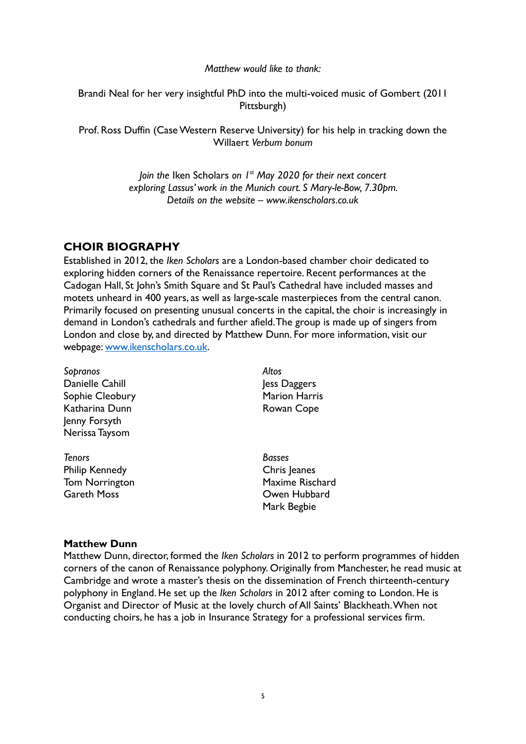*Matthew would like to thank:*

Brandi Neal for her very insightful PhD into the multi-voiced music of Gombert (2011 Pittsburgh)

Prof. Ross Duffin (Case Western Reserve University) for his help in tracking down the Willaert *Verbum bonum*

*Join the* Iken Scholars *on 1st May 2020 for their next concert exploring Lassus' work in the Munich court. S Mary-le-Bow, 7.30pm. Details on the website – www.ikenscholars.co.uk*

## CHOIR BIOGRAPHY

Established in 2012, the *Iken Scholars* are a London-based chamber choir dedicated to exploring hidden corners of the Renaissance repertoire. Recent performances at the Cadogan Hall, St John's Smith Square and St Paul's Cathedral have included masses and motets unheard in 400 years, as well as large-scale masterpieces from the central canon. Primarily focused on presenting unusual concerts in the capital, the choir is increasingly in demand in London's cathedrals and further afield. The group is made up of singers from London and close by, and directed by Matthew Dunn. For more information, visit our webpage: [www.ikenscholars.co.uk](http://www.ikenscholars.co.uk).

*Sopranos*
Danielle Cahill
Sophie Cleobury
Katharina Dunn
Jenny Forsyth
Nerissa Taysom

*Altos*
Jess Daggers
Marion Harris
Rowan Cope

*Tenors*
Philip Kennedy
Tom Norrington
Gareth Moss

*Basses*
Chris Jeanes
Maxime Rischard
Owen Hubbard
Mark Begbie

**Matthew Dunn**

Matthew Dunn, director, formed the *Iken Scholars* in 2012 to perform programmes of hidden corners of the canon of Renaissance polyphony. Originally from Manchester, he read music at Cambridge and wrote a master's thesis on the dissemination of French thirteenth-century polyphony in England. He set up the *Iken Scholars* in 2012 after coming to London. He is Organist and Director of Music at the lovely church of All Saints' Blackheath. When not conducting choirs, he has a job in Insurance Strategy for a professional services firm.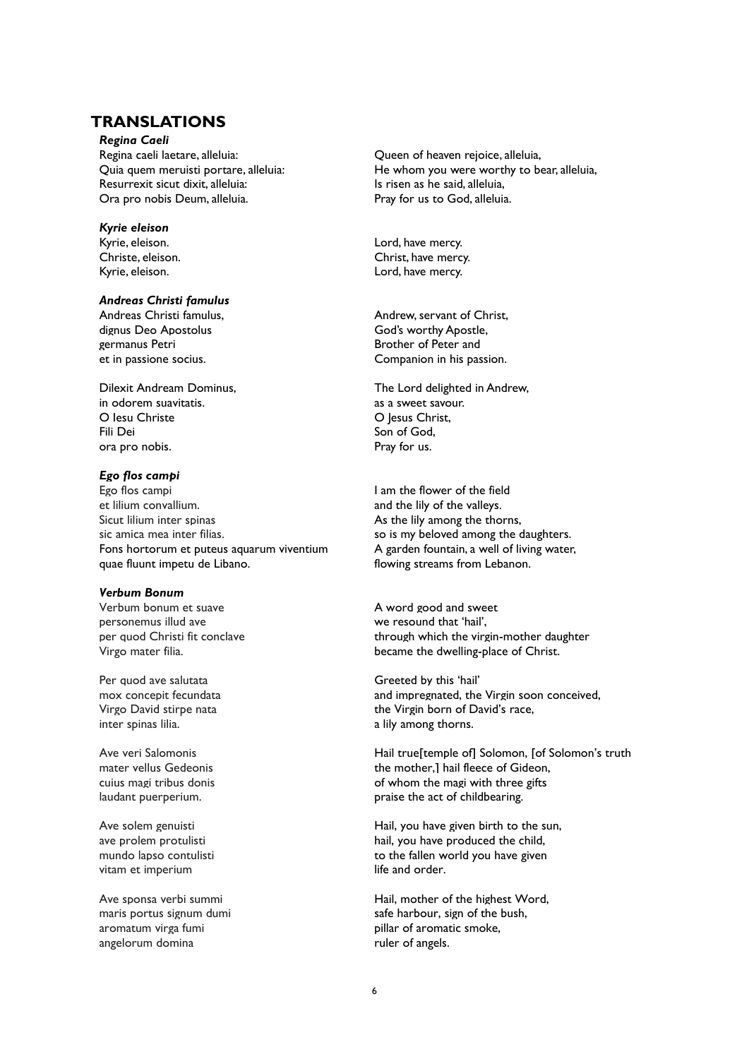## TRANSLATIONS

### *Regina Caeli*

| | |
|---|---|
| Regina caeli laetare, alleluia: | Queen of heaven rejoice, alleluia, |
| Quia quem meruisti portare, alleluia: | He whom you were worthy to bear, alleluia, |
| Resurrexit sicut dixit, alleluia: | Is risen as he said, alleluia, |
| Ora pro nobis Deum, alleluia. | Pray for us to God, alleluia. |

### *Kyrie eleison*

| | |
|---|---|
| Kyrie, eleison. | Lord, have mercy. |
| Christe, eleison. | Christ, have mercy. |
| Kyrie, eleison. | Lord, have mercy. |

### *Andreas Christi famulus*

| | |
|---|---|
| Andreas Christi famulus, | Andrew, servant of Christ, |
| dignus Deo Apostolus | God's worthy Apostle, |
| germanus Petri | Brother of Peter and |
| et in passione socius. | Companion in his passion. |
| | |
| Dilexit Andream Dominus, | The Lord delighted in Andrew, |
| in odorem suavitatis. | as a sweet savour. |
| O Iesu Christe | O Jesus Christ, |
| Fili Dei | Son of God, |
| ora pro nobis. | Pray for us. |

### *Ego flos campi*

| | |
|---|---|
| Ego flos campi | I am the flower of the field |
| et lilium convallium. | and the lily of the valleys. |
| Sicut lilium inter spinas | As the lily among the thorns, |
| sic amica mea inter filias. | so is my beloved among the daughters. |
| Fons hortorum et puteus aquarum viventium | A garden fountain, a well of living water, |
| quae fluunt impetu de Libano. | flowing streams from Lebanon. |

### *Verbum Bonum*

| | |
|---|---|
| Verbum bonum et suave | A word good and sweet |
| personemus illud ave | we resound that 'hail', |
| per quod Christi fit conclave | through which the virgin-mother daughter |
| Virgo mater filia. | became the dwelling-place of Christ. |
| | |
| Per quod ave salutata | Greeted by this 'hail' |
| mox concepit fecundata | and impregnated, the Virgin soon conceived, |
| Virgo David stirpe nata | the Virgin born of David's race, |
| inter spinas lilia. | a lily among thorns. |
| | |
| Ave veri Salomonis | Hail true[temple of] Solomon, [of Solomon's truth |
| mater vellus Gedeonis | the mother,] hail fleece of Gideon, |
| cuius magi tribus donis | of whom the magi with three gifts |
| laudant puerperium. | praise the act of childbearing. |
| | |
| Ave solem genuisti | Hail, you have given birth to the sun, |
| ave prolem protulisti | hail, you have produced the child, |
| mundo lapso contulisti | to the fallen world you have given |
| vitam et imperium | life and order. |
| | |
| Ave sponsa verbi summi | Hail, mother of the highest Word, |
| maris portus signum dumi | safe harbour, sign of the bush, |
| aromatum virga fumi | pillar of aromatic smoke, |
| angelorum domina | ruler of angels. |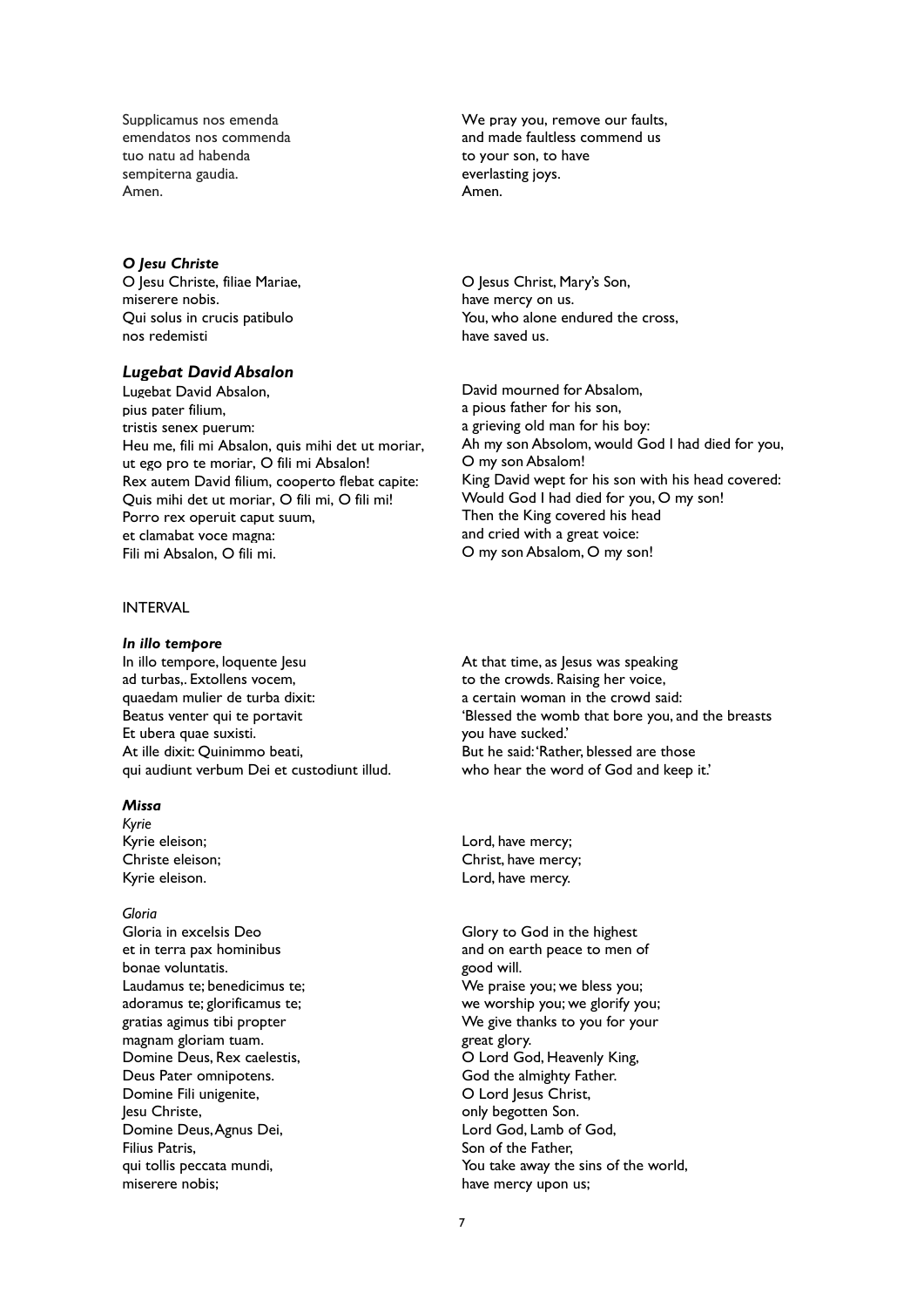Supplicamus nos emenda
emendatos nos commenda
tuo natu ad habenda
sempiterna gaudia.
Amen.

We pray you, remove our faults,
and made faultless commend us
to your son, to have
everlasting joys.
Amen.

### *O Jesu Christe*

O Jesu Christe, filiae Mariae,
miserere nobis.
Qui solus in crucis patibulo
nos redemisti

O Jesus Christ, Mary's Son,
have mercy on us.
You, who alone endured the cross,
have saved us.

### *Lugebat David Absalon*

Lugebat David Absalon,
pius pater filium,
tristis senex puerum:
Heu me, fili mi Absalon, quis mihi det ut moriar,
ut ego pro te moriar, O fili mi Absalon!
Rex autem David filium, cooperto flebat capite:
Quis mihi det ut moriar, O fili mi, O fili mi!
Porro rex operuit caput suum,
et clamabat voce magna:
Fili mi Absalon, O fili mi.

David mourned for Absalom,
a pious father for his son,
a grieving old man for his boy:
Ah my son Absolom, would God I had died for you,
O my son Absalom!
King David wept for his son with his head covered:
Would God I had died for you, O my son!
Then the King covered his head
and cried with a great voice:
O my son Absalom, O my son!

INTERVAL

### *In illo tempore*

In illo tempore, loquente Jesu
ad turbas,. Extollens vocem,
quaedam mulier de turba dixit:
Beatus venter qui te portavit
Et ubera quae suxisti.
At ille dixit: Quinimmo beati,
qui audiunt verbum Dei et custodiunt illud.

At that time, as Jesus was speaking
to the crowds. Raising her voice,
a certain woman in the crowd said:
'Blessed the womb that bore you, and the breasts
you have sucked.'
But he said: 'Rather, blessed are those
who hear the word of God and keep it.'

### *Missa*

*Kyrie*

Kyrie eleison;
Christe eleison;
Kyrie eleison.

Lord, have mercy;
Christ, have mercy;
Lord, have mercy.

*Gloria*

Gloria in excelsis Deo
et in terra pax hominibus
bonae voluntatis.
Laudamus te; benedicimus te;
adoramus te; glorificamus te;
gratias agimus tibi propter
magnam gloriam tuam.
Domine Deus, Rex caelestis,
Deus Pater omnipotens.
Domine Fili unigenite,
Jesu Christe,
Domine Deus, Agnus Dei,
Filius Patris,
qui tollis peccata mundi,
miserere nobis;

Glory to God in the highest
and on earth peace to men of
good will.
We praise you; we bless you;
we worship you; we glorify you;
We give thanks to you for your
great glory.
O Lord God, Heavenly King,
God the almighty Father.
O Lord Jesus Christ,
only begotten Son.
Lord God, Lamb of God,
Son of the Father,
You take away the sins of the world,
have mercy upon us;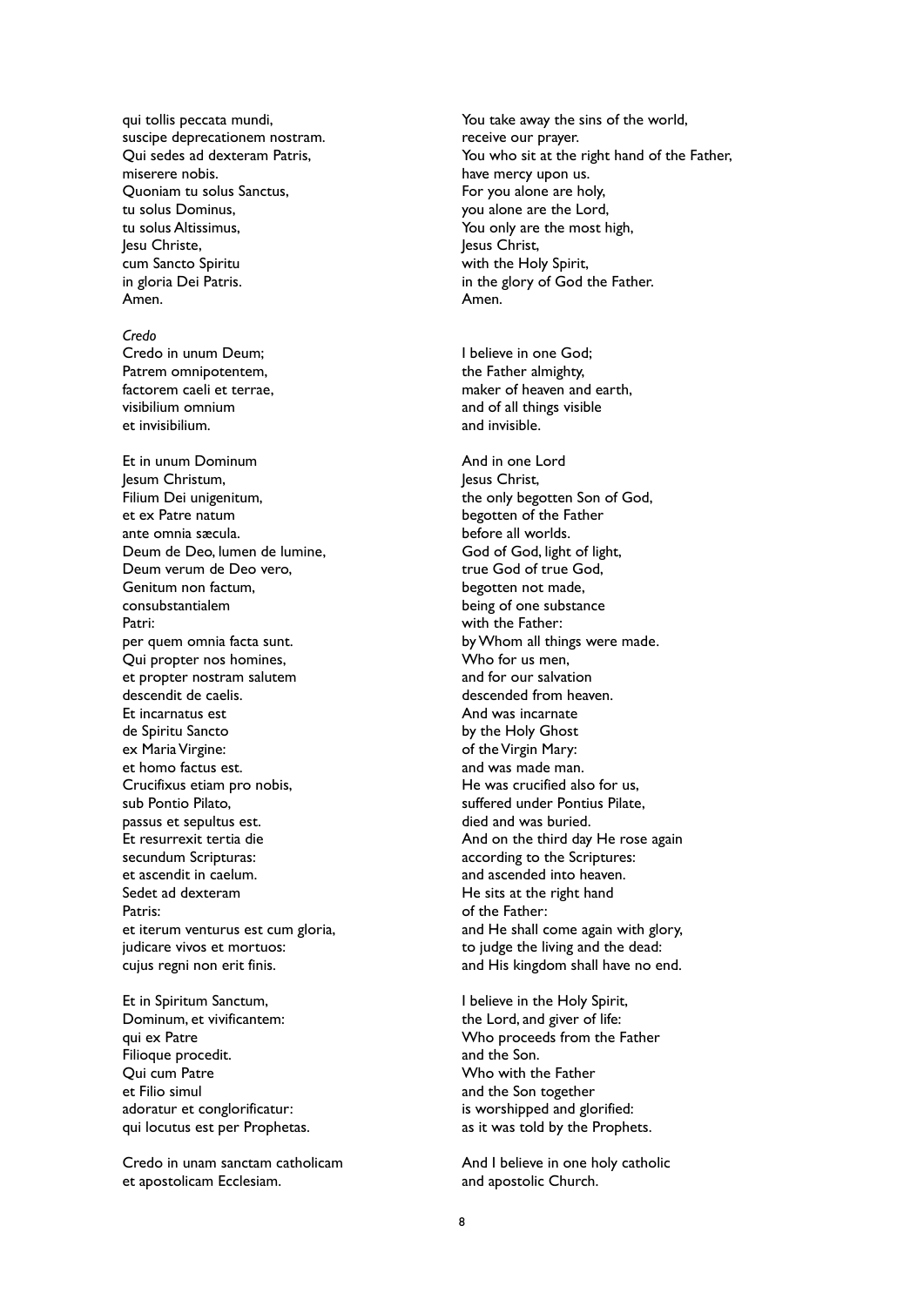| | |
|---|---|
| qui tollis peccata mundi,<br>suscipe deprecationem nostram.<br>Qui sedes ad dexteram Patris,<br>miserere nobis.<br>Quoniam tu solus Sanctus,<br>tu solus Dominus,<br>tu solus Altissimus,<br>Jesu Christe,<br>cum Sancto Spiritu<br>in gloria Dei Patris.<br>Amen. | You take away the sins of the world,<br>receive our prayer.<br>You who sit at the right hand of the Father,<br>have mercy upon us.<br>For you alone are holy,<br>you alone are the Lord,<br>You only are the most high,<br>Jesus Christ,<br>with the Holy Spirit,<br>in the glory of God the Father.<br>Amen. |
| *Credo*<br>Credo in unum Deum;<br>Patrem omnipotentem,<br>factorem caeli et terrae,<br>visibilium omnium<br>et invisibilium. | I believe in one God;<br>the Father almighty,<br>maker of heaven and earth,<br>and of all things visible<br>and invisible. |
| Et in unum Dominum<br>Jesum Christum,<br>Filium Dei unigenitum,<br>et ex Patre natum<br>ante omnia sæcula.<br>Deum de Deo, lumen de lumine,<br>Deum verum de Deo vero,<br>Genitum non factum,<br>consubstantialem<br>Patri:<br>per quem omnia facta sunt.<br>Qui propter nos homines,<br>et propter nostram salutem<br>descendit de caelis.<br>Et incarnatus est<br>de Spiritu Sancto<br>ex Maria Virgine:<br>et homo factus est.<br>Crucifixus etiam pro nobis,<br>sub Pontio Pilato,<br>passus et sepultus est.<br>Et resurrexit tertia die<br>secundum Scripturas:<br>et ascendit in caelum.<br>Sedet ad dexteram<br>Patris:<br>et iterum venturus est cum gloria,<br>judicare vivos et mortuos:<br>cujus regni non erit finis. | And in one Lord<br>Jesus Christ,<br>the only begotten Son of God,<br>begotten of the Father<br>before all worlds.<br>God of God, light of light,<br>true God of true God,<br>begotten not made,<br>being of one substance<br>with the Father:<br>by Whom all things were made.<br>Who for us men,<br>and for our salvation<br>descended from heaven.<br>And was incarnate<br>by the Holy Ghost<br>of the Virgin Mary:<br>and was made man.<br>He was crucified also for us,<br>suffered under Pontius Pilate,<br>died and was buried.<br>And on the third day He rose again<br>according to the Scriptures:<br>and ascended into heaven.<br>He sits at the right hand<br>of the Father:<br>and He shall come again with glory,<br>to judge the living and the dead:<br>and His kingdom shall have no end. |
| Et in Spiritum Sanctum,<br>Dominum, et vivificantem:<br>qui ex Patre<br>Filioque procedit.<br>Qui cum Patre<br>et Filio simul<br>adoratur et conglorificatur:<br>qui locutus est per Prophetas. | I believe in the Holy Spirit,<br>the Lord, and giver of life:<br>Who proceeds from the Father<br>and the Son.<br>Who with the Father<br>and the Son together<br>is worshipped and glorified:<br>as it was told by the Prophets. |
| Credo in unam sanctam catholicam<br>et apostolicam Ecclesiam. | And I believe in one holy catholic<br>and apostolic Church. |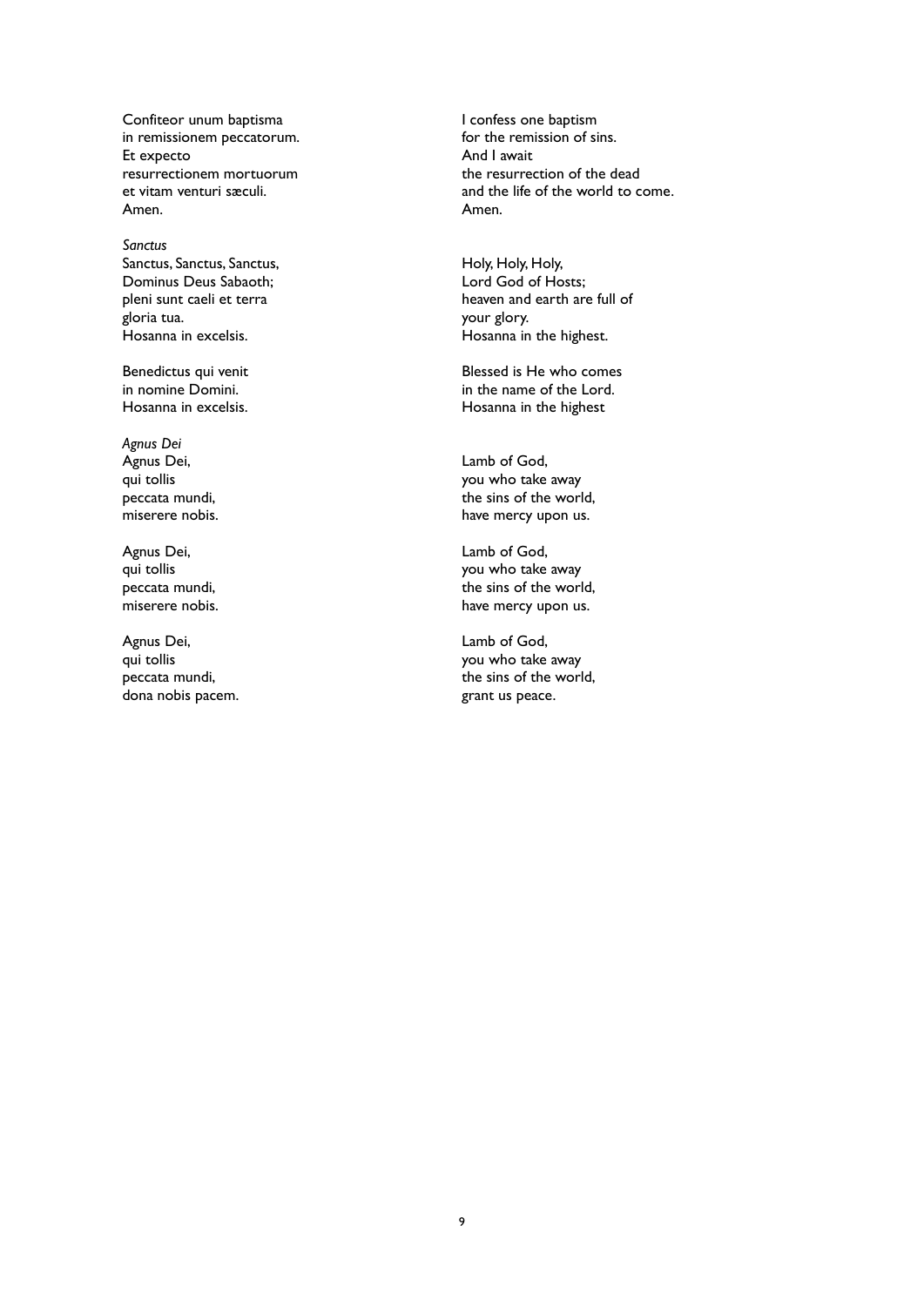Confiteor unum baptisma
in remissionem peccatorum.
Et expecto
resurrectionem mortuorum
et vitam venturi sæculi.
Amen.

I confess one baptism
for the remission of sins.
And I await
the resurrection of the dead
and the life of the world to come.
Amen.

*Sanctus*

Sanctus, Sanctus, Sanctus,
Dominus Deus Sabaoth;
pleni sunt caeli et terra
gloria tua.
Hosanna in excelsis.

Holy, Holy, Holy,
Lord God of Hosts;
heaven and earth are full of
your glory.
Hosanna in the highest.

Benedictus qui venit
in nomine Domini.
Hosanna in excelsis.

Blessed is He who comes
in the name of the Lord.
Hosanna in the highest

*Agnus Dei*

Agnus Dei,
qui tollis
peccata mundi,
miserere nobis.

Lamb of God,
you who take away
the sins of the world,
have mercy upon us.

Agnus Dei,
qui tollis
peccata mundi,
miserere nobis.

Lamb of God,
you who take away
the sins of the world,
have mercy upon us.

Agnus Dei,
qui tollis
peccata mundi,
dona nobis pacem.

Lamb of God,
you who take away
the sins of the world,
grant us peace.